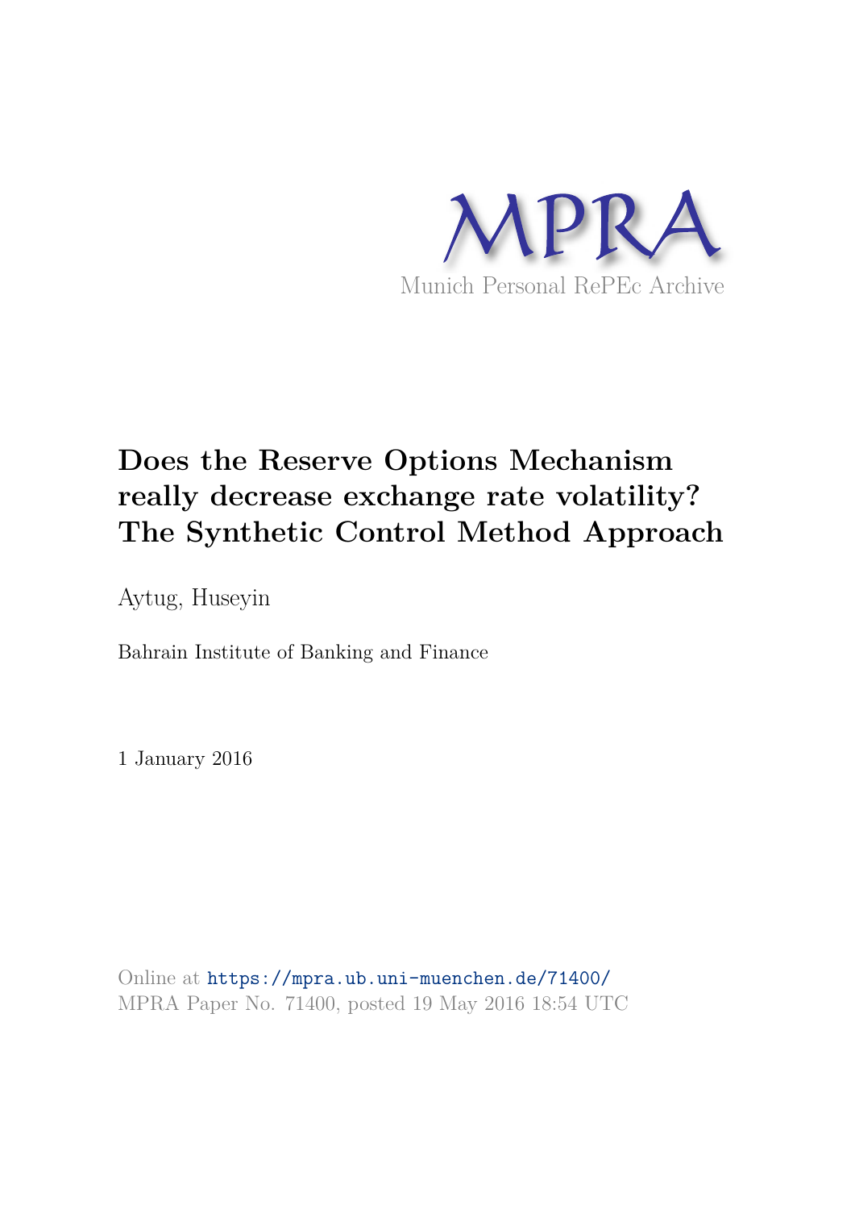MPRA

Munich Personal RePEc Archive

# Does the Reserve Options Mechanism really decrease exchange rate volatility? The Synthetic Control Method Approach

Aytug, Huseyin

Bahrain Institute of Banking and Finance

1 January 2016

Online at https://mpra.ub.uni-muenchen.de/71400/
MPRA Paper No. 71400, posted 19 May 2016 18:54 UTC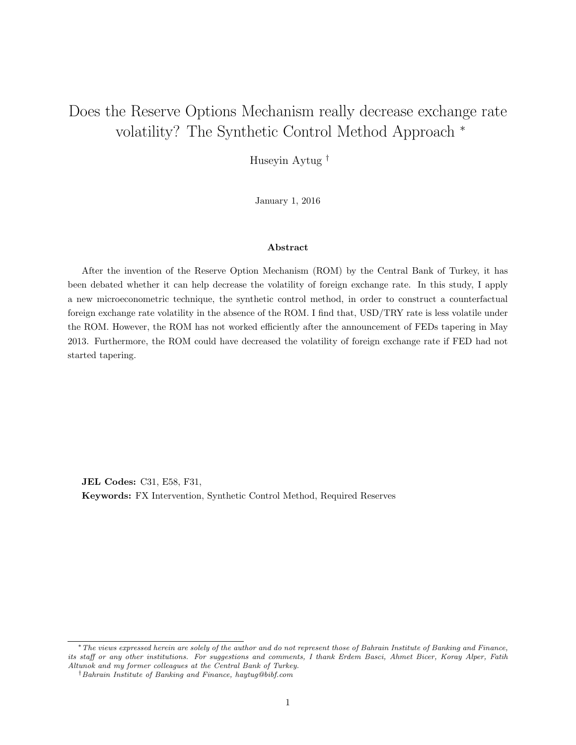#### Does the Reserve Options Mechanism really decrease exchange rate volatility? The Synthetic Control Method Approach *

Huseyin Aytug †

January 1, 2016

**Abstract**

After the invention of the Reserve Option Mechanism (ROM) by the Central Bank of Turkey, it has been debated whether it can help decrease the volatility of foreign exchange rate. In this study, I apply a new microeconometric technique, the synthetic control method, in order to construct a counterfactual foreign exchange rate volatility in the absence of the ROM. I find that, USD/TRY rate is less volatile under the ROM. However, the ROM has not worked efficiently after the announcement of FEDs tapering in May 2013. Furthermore, the ROM could have decreased the volatility of foreign exchange rate if FED had not started tapering.

**JEL Codes:** C31, E58, F31,

**Keywords:** FX Intervention, Synthetic Control Method, Required Reserves

---

* *The views expressed herein are solely of the author and do not represent those of Bahrain Institute of Banking and Finance, its staff or any other institutions. For suggestions and comments, I thank Erdem Basci, Ahmet Bicer, Koray Alper, Fatih Altunok and my former colleagues at the Central Bank of Turkey.*

† *Bahrain Institute of Banking and Finance, haytug@bibf.com*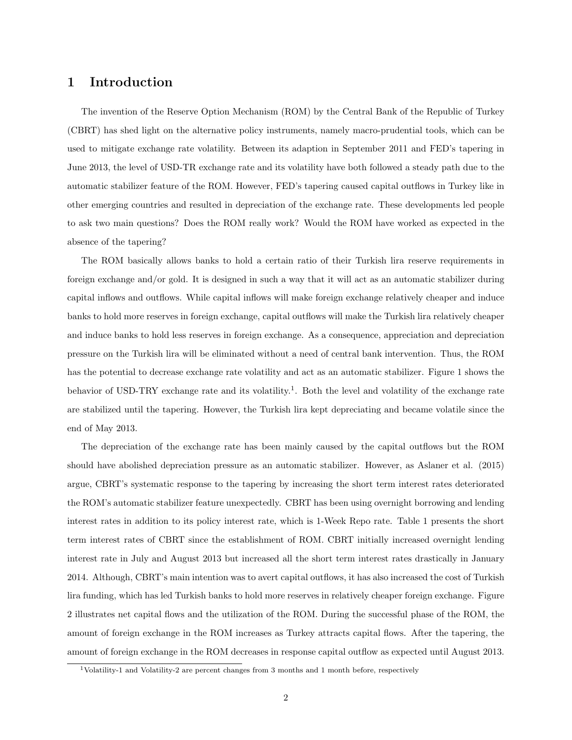# 1 Introduction

The invention of the Reserve Option Mechanism (ROM) by the Central Bank of the Republic of Turkey (CBRT) has shed light on the alternative policy instruments, namely macro-prudential tools, which can be used to mitigate exchange rate volatility. Between its adaption in September 2011 and FED's tapering in June 2013, the level of USD-TR exchange rate and its volatility have both followed a steady path due to the automatic stabilizer feature of the ROM. However, FED's tapering caused capital outflows in Turkey like in other emerging countries and resulted in depreciation of the exchange rate. These developments led people to ask two main questions? Does the ROM really work? Would the ROM have worked as expected in the absence of the tapering?

The ROM basically allows banks to hold a certain ratio of their Turkish lira reserve requirements in foreign exchange and/or gold. It is designed in such a way that it will act as an automatic stabilizer during capital inflows and outflows. While capital inflows will make foreign exchange relatively cheaper and induce banks to hold more reserves in foreign exchange, capital outflows will make the Turkish lira relatively cheaper and induce banks to hold less reserves in foreign exchange. As a consequence, appreciation and depreciation pressure on the Turkish lira will be eliminated without a need of central bank intervention. Thus, the ROM has the potential to decrease exchange rate volatility and act as an automatic stabilizer. Figure 1 shows the behavior of USD-TRY exchange rate and its volatility.[1]. Both the level and volatility of the exchange rate are stabilized until the tapering. However, the Turkish lira kept depreciating and became volatile since the end of May 2013.

The depreciation of the exchange rate has been mainly caused by the capital outflows but the ROM should have abolished depreciation pressure as an automatic stabilizer. However, as Aslaner et al. (2015) argue, CBRT's systematic response to the tapering by increasing the short term interest rates deteriorated the ROM's automatic stabilizer feature unexpectedly. CBRT has been using overnight borrowing and lending interest rates in addition to its policy interest rate, which is 1-Week Repo rate. Table 1 presents the short term interest rates of CBRT since the establishment of ROM. CBRT initially increased overnight lending interest rate in July and August 2013 but increased all the short term interest rates drastically in January 2014. Although, CBRT's main intention was to avert capital outflows, it has also increased the cost of Turkish lira funding, which has led Turkish banks to hold more reserves in relatively cheaper foreign exchange. Figure 2 illustrates net capital flows and the utilization of the ROM. During the successful phase of the ROM, the amount of foreign exchange in the ROM increases as Turkey attracts capital flows. After the tapering, the amount of foreign exchange in the ROM decreases in response capital outflow as expected until August 2013.

[1] Volatility-1 and Volatility-2 are percent changes from 3 months and 1 month before, respectively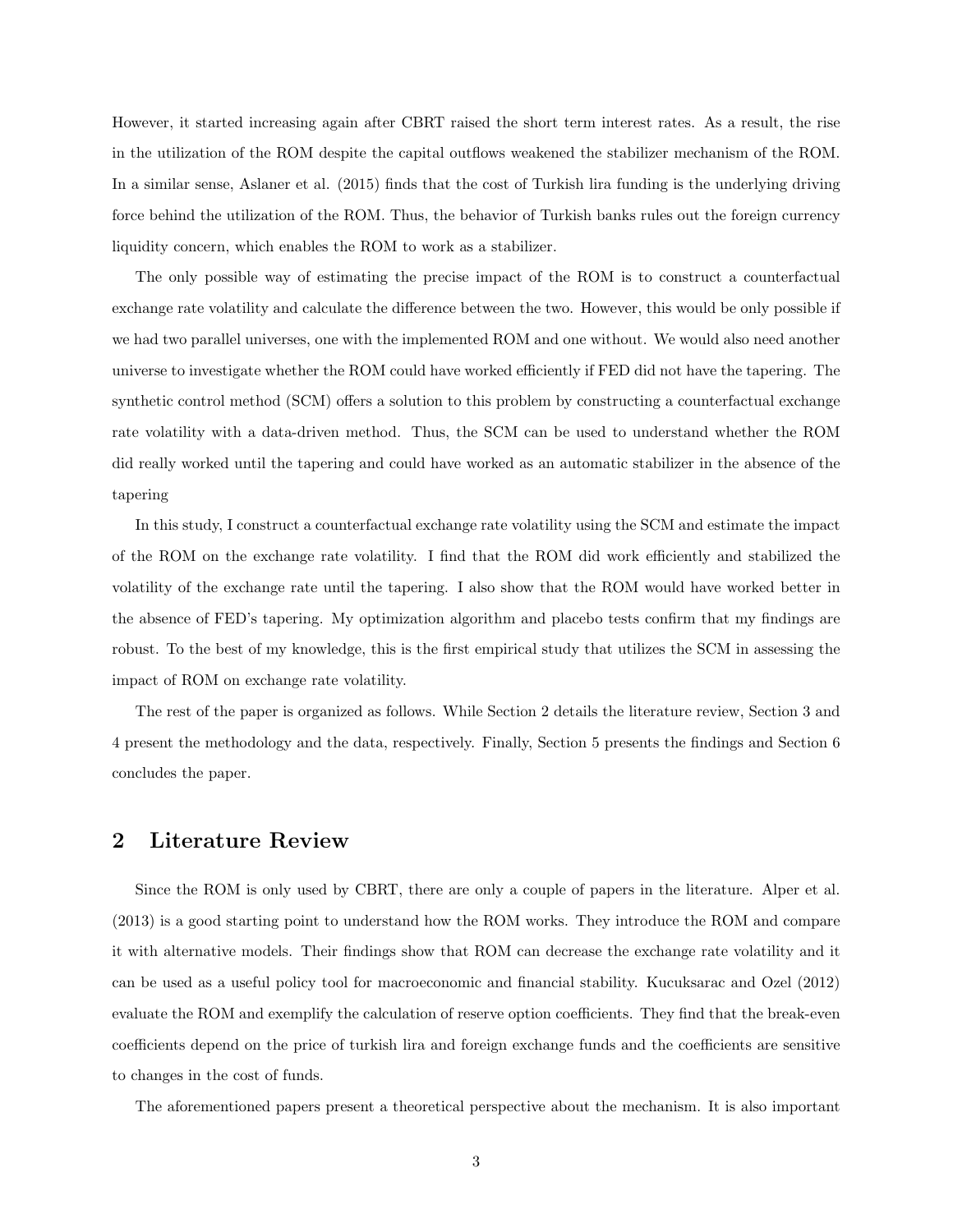However, it started increasing again after CBRT raised the short term interest rates. As a result, the rise in the utilization of the ROM despite the capital outflows weakened the stabilizer mechanism of the ROM. In a similar sense, Aslaner et al. (2015) finds that the cost of Turkish lira funding is the underlying driving force behind the utilization of the ROM. Thus, the behavior of Turkish banks rules out the foreign currency liquidity concern, which enables the ROM to work as a stabilizer.

The only possible way of estimating the precise impact of the ROM is to construct a counterfactual exchange rate volatility and calculate the difference between the two. However, this would be only possible if we had two parallel universes, one with the implemented ROM and one without. We would also need another universe to investigate whether the ROM could have worked efficiently if FED did not have the tapering. The synthetic control method (SCM) offers a solution to this problem by constructing a counterfactual exchange rate volatility with a data-driven method. Thus, the SCM can be used to understand whether the ROM did really worked until the tapering and could have worked as an automatic stabilizer in the absence of the tapering

In this study, I construct a counterfactual exchange rate volatility using the SCM and estimate the impact of the ROM on the exchange rate volatility. I find that the ROM did work efficiently and stabilized the volatility of the exchange rate until the tapering. I also show that the ROM would have worked better in the absence of FED's tapering. My optimization algorithm and placebo tests confirm that my findings are robust. To the best of my knowledge, this is the first empirical study that utilizes the SCM in assessing the impact of ROM on exchange rate volatility.

The rest of the paper is organized as follows. While Section 2 details the literature review, Section 3 and 4 present the methodology and the data, respectively. Finally, Section 5 presents the findings and Section 6 concludes the paper.

## 2 Literature Review

Since the ROM is only used by CBRT, there are only a couple of papers in the literature. Alper et al. (2013) is a good starting point to understand how the ROM works. They introduce the ROM and compare it with alternative models. Their findings show that ROM can decrease the exchange rate volatility and it can be used as a useful policy tool for macroeconomic and financial stability. Kucuksarac and Ozel (2012) evaluate the ROM and exemplify the calculation of reserve option coefficients. They find that the break-even coefficients depend on the price of turkish lira and foreign exchange funds and the coefficients are sensitive to changes in the cost of funds.

The aforementioned papers present a theoretical perspective about the mechanism. It is also important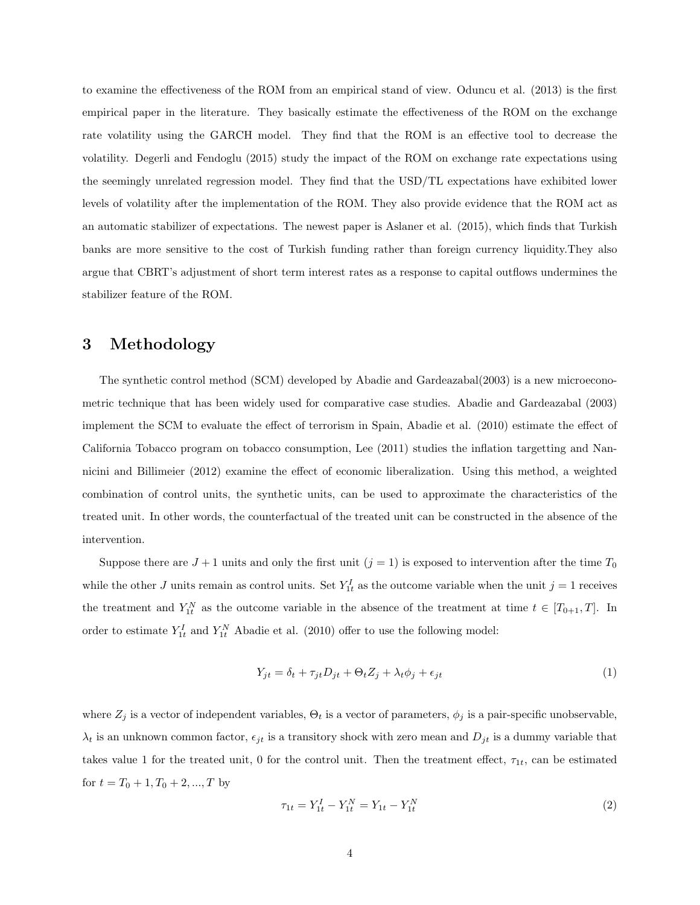to examine the effectiveness of the ROM from an empirical stand of view. Oduncu et al. (2013) is the first empirical paper in the literature. They basically estimate the effectiveness of the ROM on the exchange rate volatility using the GARCH model. They find that the ROM is an effective tool to decrease the volatility. Degerli and Fendoglu (2015) study the impact of the ROM on exchange rate expectations using the seemingly unrelated regression model. They find that the USD/TL expectations have exhibited lower levels of volatility after the implementation of the ROM. They also provide evidence that the ROM act as an automatic stabilizer of expectations. The newest paper is Aslaner et al. (2015), which finds that Turkish banks are more sensitive to the cost of Turkish funding rather than foreign currency liquidity.They also argue that CBRT's adjustment of short term interest rates as a response to capital outflows undermines the stabilizer feature of the ROM.

## 3 Methodology

The synthetic control method (SCM) developed by Abadie and Gardeazabal(2003) is a new microeconometric technique that has been widely used for comparative case studies. Abadie and Gardeazabal (2003) implement the SCM to evaluate the effect of terrorism in Spain, Abadie et al. (2010) estimate the effect of California Tobacco program on tobacco consumption, Lee (2011) studies the inflation targetting and Nannicini and Billimeier (2012) examine the effect of economic liberalization. Using this method, a weighted combination of control units, the synthetic units, can be used to approximate the characteristics of the treated unit. In other words, the counterfactual of the treated unit can be constructed in the absence of the intervention.

Suppose there are $J+1$ units and only the first unit ($j = 1$) is exposed to intervention after the time $T_0$ while the other $J$ units remain as control units. Set $Y_{1t}^I$ as the outcome variable when the unit $j = 1$ receives the treatment and $Y_{1t}^N$ as the outcome variable in the absence of the treatment at time $t \in [T_{0+1}, T]$. In order to estimate $Y_{1t}^I$ and $Y_{1t}^N$ Abadie et al. (2010) offer to use the following model:

$$Y_{jt} = \delta_t + \tau_{jt} D_{jt} + \Theta_t Z_j + \lambda_t \phi_j + \epsilon_{jt} \tag{1}$$

where $Z_j$ is a vector of independent variables, $\Theta_t$ is a vector of parameters, $\phi_j$ is a pair-specific unobservable, $\lambda_t$ is an unknown common factor, $\epsilon_{jt}$ is a transitory shock with zero mean and $D_{jt}$ is a dummy variable that takes value 1 for the treated unit, 0 for the control unit. Then the treatment effect, $\tau_{1t}$, can be estimated for $t = T_0 + 1, T_0 + 2, ..., T$ by

$$\tau_{1t} = Y_{1t}^I - Y_{1t}^N = Y_{1t} - Y_{1t}^N \tag{2}$$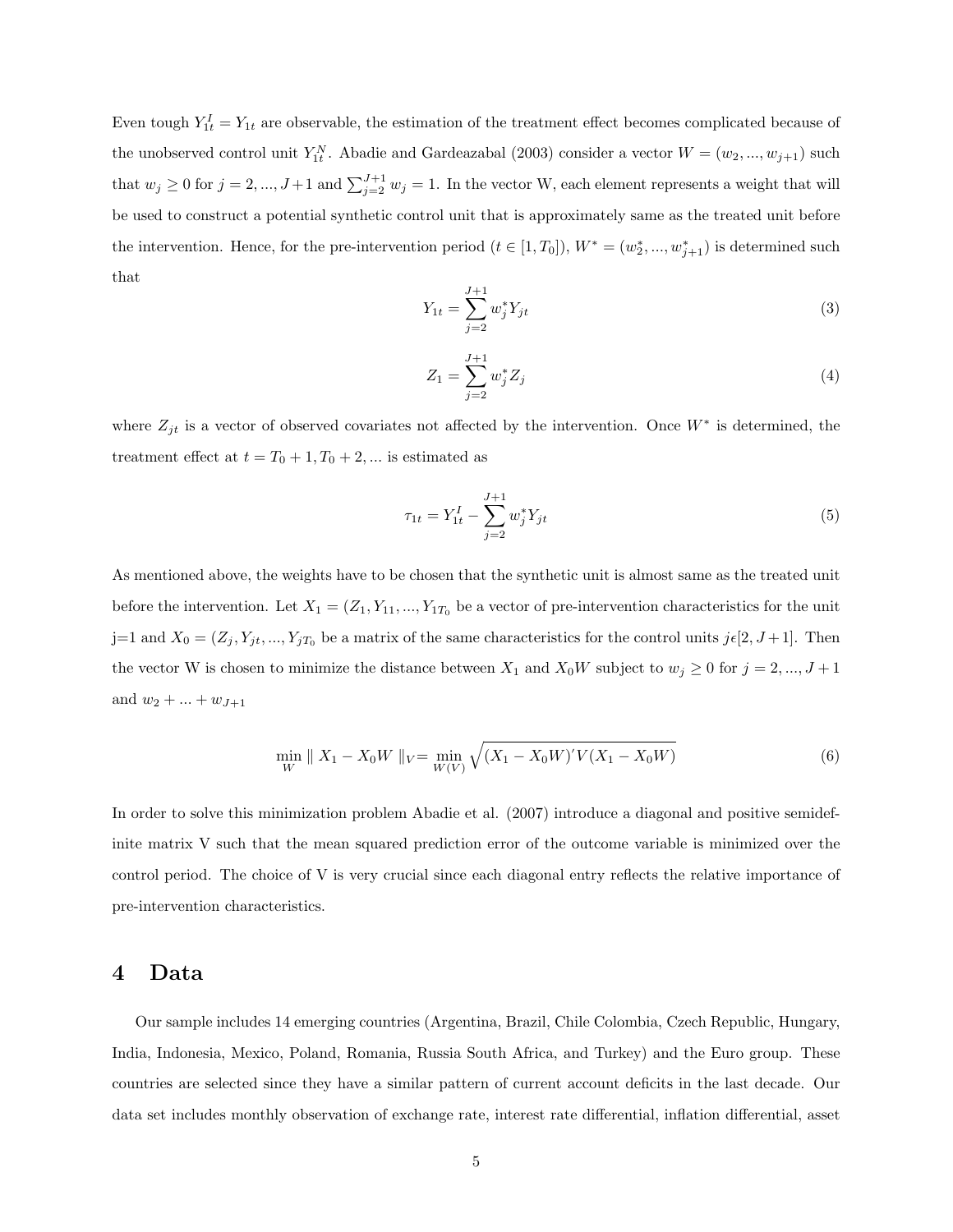Even tough $Y_{1t}^I = Y_{1t}$ are observable, the estimation of the treatment effect becomes complicated because of the unobserved control unit $Y_{1t}^N$. Abadie and Gardeazabal (2003) consider a vector $W = (w_2, ..., w_{j+1})$ such that $w_j \geq 0$ for $j = 2, ..., J+1$ and $\sum_{j=2}^{J+1} w_j = 1$. In the vector W, each element represents a weight that will be used to construct a potential synthetic control unit that is approximately same as the treated unit before the intervention. Hence, for the pre-intervention period ($t \in [1, T_0]$), $W^* = (w_2^*, ..., w_{j+1}^*)$ is determined such that

$$Y_{1t} = \sum_{j=2}^{J+1} w_j^* Y_{jt} \tag{3}$$

$$Z_1 = \sum_{j=2}^{J+1} w_j^* Z_j \tag{4}$$

where $Z_{jt}$ is a vector of observed covariates not affected by the intervention. Once $W^*$ is determined, the treatment effect at $t = T_0 + 1, T_0 + 2, ...$ is estimated as

$$\tau_{1t} = Y_{1t}^I - \sum_{j=2}^{J+1} w_j^* Y_{jt} \tag{5}$$

As mentioned above, the weights have to be chosen that the synthetic unit is almost same as the treated unit before the intervention. Let $X_1 = (Z_1, Y_{11}, ..., Y_{1T_0}$ be a vector of pre-intervention characteristics for the unit j=1 and $X_0 = (Z_j, Y_{jt}, ..., Y_{jT_0}$ be a matrix of the same characteristics for the control units $j \epsilon [2, J+1]$. Then the vector W is chosen to minimize the distance between $X_1$ and $X_0 W$ subject to $w_j \geq 0$ for $j = 2, ..., J+1$ and $w_2 + ... + w_{J+1}$

$$\min_{W} \parallel X_1 - X_0 W \parallel_V = \min_{W(V)} \sqrt{(X_1 - X_0 W)' V (X_1 - X_0 W)} \tag{6}$$

In order to solve this minimization problem Abadie et al. (2007) introduce a diagonal and positive semidefinite matrix V such that the mean squared prediction error of the outcome variable is minimized over the control period. The choice of V is very crucial since each diagonal entry reflects the relative importance of pre-intervention characteristics.

## 4 Data

Our sample includes 14 emerging countries (Argentina, Brazil, Chile Colombia, Czech Republic, Hungary, India, Indonesia, Mexico, Poland, Romania, Russia South Africa, and Turkey) and the Euro group. These countries are selected since they have a similar pattern of current account deficits in the last decade. Our data set includes monthly observation of exchange rate, interest rate differential, inflation differential, asset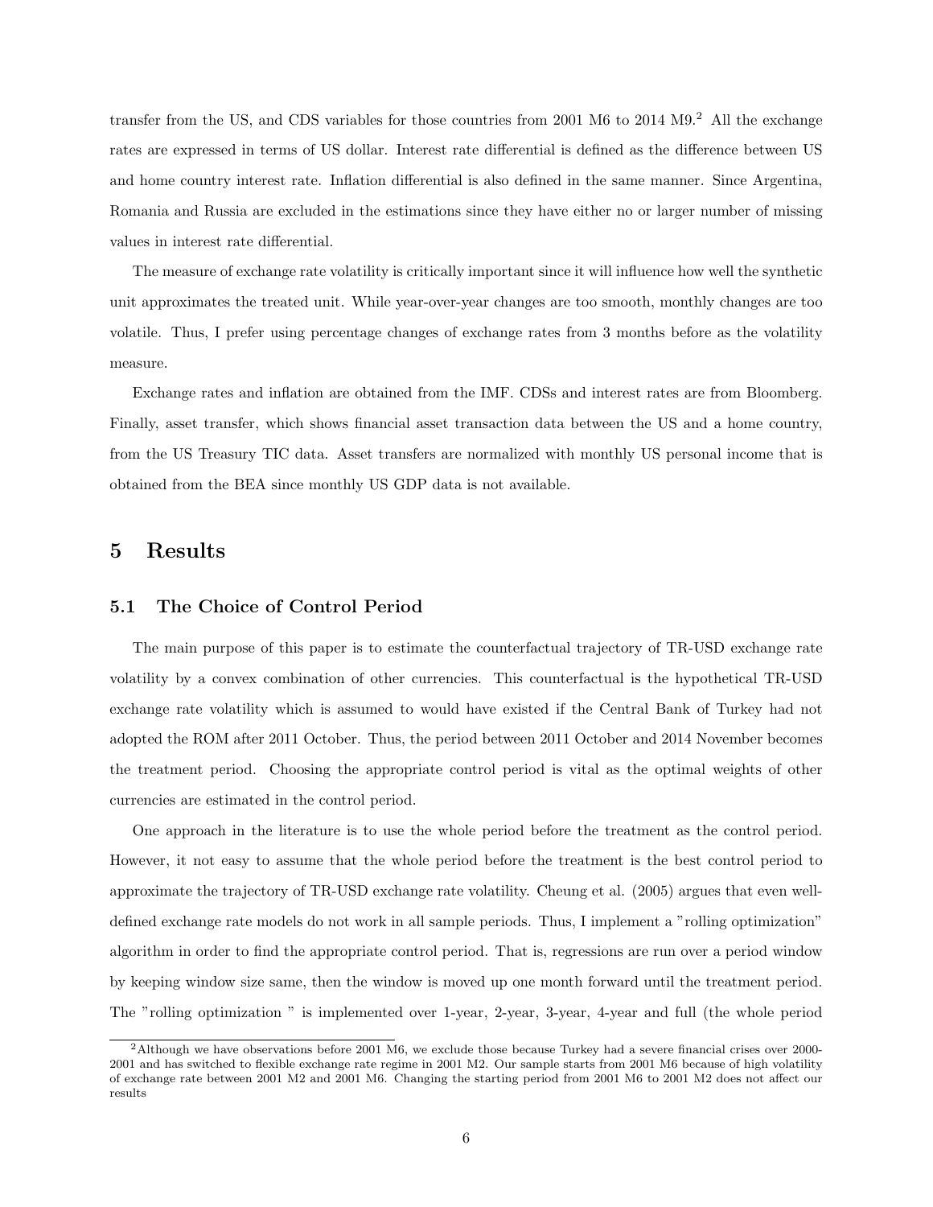transfer from the US, and CDS variables for those countries from 2001 M6 to 2014 M9.[2] All the exchange rates are expressed in terms of US dollar. Interest rate differential is defined as the difference between US and home country interest rate. Inflation differential is also defined in the same manner. Since Argentina, Romania and Russia are excluded in the estimations since they have either no or larger number of missing values in interest rate differential.

The measure of exchange rate volatility is critically important since it will influence how well the synthetic unit approximates the treated unit. While year-over-year changes are too smooth, monthly changes are too volatile. Thus, I prefer using percentage changes of exchange rates from 3 months before as the volatility measure.

Exchange rates and inflation are obtained from the IMF. CDSs and interest rates are from Bloomberg. Finally, asset transfer, which shows financial asset transaction data between the US and a home country, from the US Treasury TIC data. Asset transfers are normalized with monthly US personal income that is obtained from the BEA since monthly US GDP data is not available.

# 5 Results

## 5.1 The Choice of Control Period

The main purpose of this paper is to estimate the counterfactual trajectory of TR-USD exchange rate volatility by a convex combination of other currencies. This counterfactual is the hypothetical TR-USD exchange rate volatility which is assumed to would have existed if the Central Bank of Turkey had not adopted the ROM after 2011 October. Thus, the period between 2011 October and 2014 November becomes the treatment period. Choosing the appropriate control period is vital as the optimal weights of other currencies are estimated in the control period.

One approach in the literature is to use the whole period before the treatment as the control period. However, it not easy to assume that the whole period before the treatment is the best control period to approximate the trajectory of TR-USD exchange rate volatility. Cheung et al. (2005) argues that even well-defined exchange rate models do not work in all sample periods. Thus, I implement a "rolling optimization" algorithm in order to find the appropriate control period. That is, regressions are run over a period window by keeping window size same, then the window is moved up one month forward until the treatment period. The "rolling optimization " is implemented over 1-year, 2-year, 3-year, 4-year and full (the whole period

[2] Although we have observations before 2001 M6, we exclude those because Turkey had a severe financial crises over 2000-2001 and has switched to flexible exchange rate regime in 2001 M2. Our sample starts from 2001 M6 because of high volatility of exchange rate between 2001 M2 and 2001 M6. Changing the starting period from 2001 M6 to 2001 M2 does not affect our results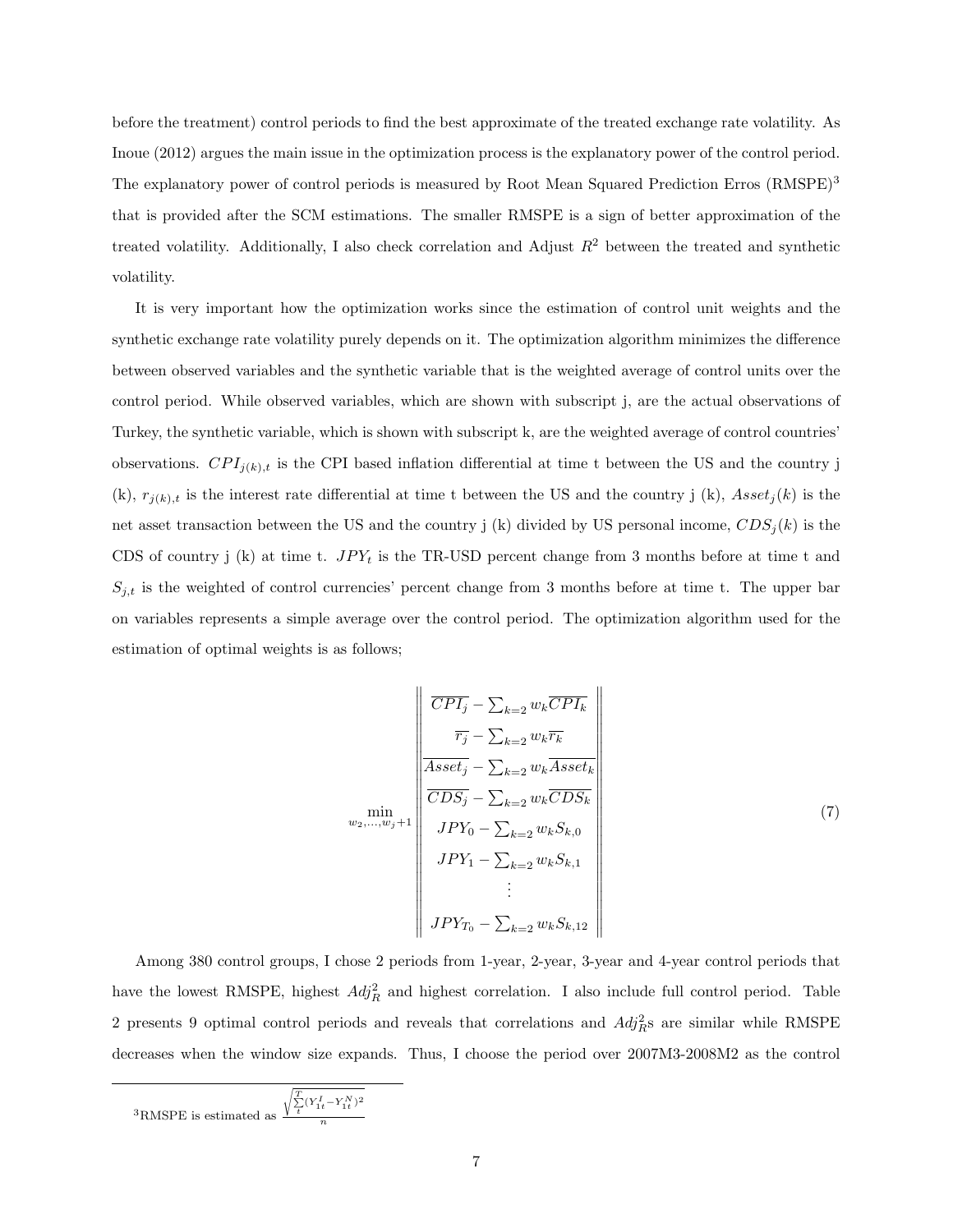before the treatment) control periods to find the best approximate of the treated exchange rate volatility. As Inoue (2012) argues the main issue in the optimization process is the explanatory power of the control period. The explanatory power of control periods is measured by Root Mean Squared Prediction Erros (RMSPE)[3] that is provided after the SCM estimations. The smaller RMSPE is a sign of better approximation of the treated volatility. Additionally, I also check correlation and Adjust $R^2$ between the treated and synthetic volatility.

It is very important how the optimization works since the estimation of control unit weights and the synthetic exchange rate volatility purely depends on it. The optimization algorithm minimizes the difference between observed variables and the synthetic variable that is the weighted average of control units over the control period. While observed variables, which are shown with subscript j, are the actual observations of Turkey, the synthetic variable, which is shown with subscript k, are the weighted average of control countries' observations. $CPI_{j(k),t}$ is the CPI based inflation differential at time t between the US and the country j (k), $r_{j(k),t}$ is the interest rate differential at time t between the US and the country j (k), $Asset_j(k)$ is the net asset transaction between the US and the country j (k) divided by US personal income, $CDS_j(k)$ is the CDS of country j (k) at time t. $JPY_t$ is the TR-USD percent change from 3 months before at time t and $S_{j,t}$ is the weighted of control currencies' percent change from 3 months before at time t. The upper bar on variables represents a simple average over the control period. The optimization algorithm used for the estimation of optimal weights is as follows;

$$
\min_{w_2,\ldots,w_j+1} \left\| \begin{matrix} \overline{CPI_j} - \sum_{k=2} w_k \overline{CPI_k} \\ \overline{r_j} - \sum_{k=2} w_k \overline{r_k} \\ \overline{Asset_j} - \sum_{k=2} w_k \overline{Asset_k} \\ \overline{CDS_j} - \sum_{k=2} w_k \overline{CDS_k} \\ JPY_0 - \sum_{k=2} w_k S_{k,0} \\ JPY_1 - \sum_{k=2} w_k S_{k,1} \\ \vdots \\ JPY_{T_0} - \sum_{k=2} w_k S_{k,12} \end{matrix} \right\| \tag{7}
$$

Among 380 control groups, I chose 2 periods from 1-year, 2-year, 3-year and 4-year control periods that have the lowest RMSPE, highest $Adj_R^2$ and highest correlation. I also include full control period. Table 2 presents 9 optimal control periods and reveals that correlations and $Adj_R^2$s are similar while RMSPE decreases when the window size expands. Thus, I choose the period over 2007M3-2008M2 as the control

[3] RMSPE is estimated as $\frac{\sqrt{\sum_t^T (Y_{1t}^I - Y_{1t}^N)^2}}{n}$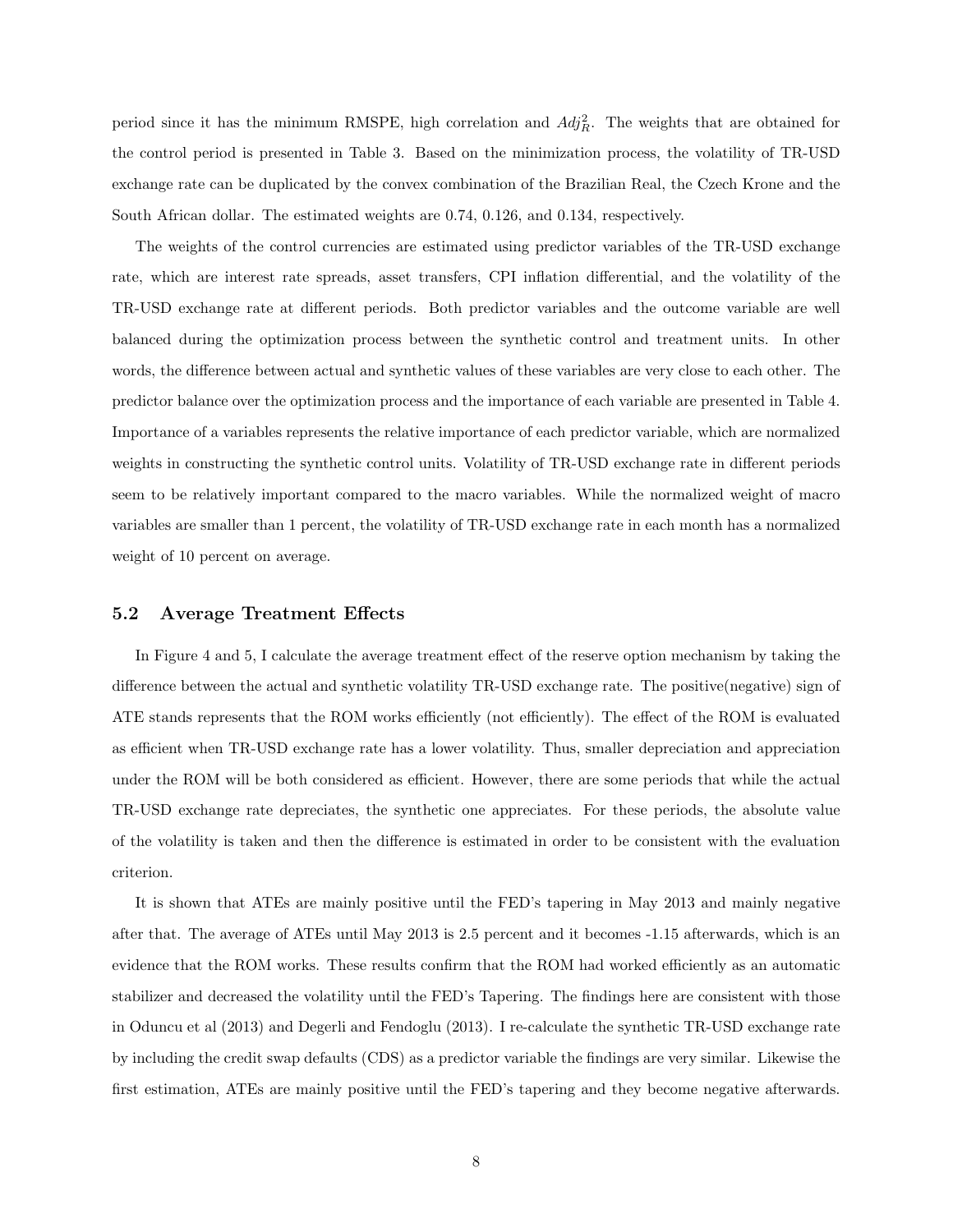period since it has the minimum RMSPE, high correlation and $Adj_R^2$. The weights that are obtained for the control period is presented in Table 3. Based on the minimization process, the volatility of TR-USD exchange rate can be duplicated by the convex combination of the Brazilian Real, the Czech Krone and the South African dollar. The estimated weights are 0.74, 0.126, and 0.134, respectively.

The weights of the control currencies are estimated using predictor variables of the TR-USD exchange rate, which are interest rate spreads, asset transfers, CPI inflation differential, and the volatility of the TR-USD exchange rate at different periods. Both predictor variables and the outcome variable are well balanced during the optimization process between the synthetic control and treatment units. In other words, the difference between actual and synthetic values of these variables are very close to each other. The predictor balance over the optimization process and the importance of each variable are presented in Table 4. Importance of a variables represents the relative importance of each predictor variable, which are normalized weights in constructing the synthetic control units. Volatility of TR-USD exchange rate in different periods seem to be relatively important compared to the macro variables. While the normalized weight of macro variables are smaller than 1 percent, the volatility of TR-USD exchange rate in each month has a normalized weight of 10 percent on average.

## 5.2 Average Treatment Effects

In Figure 4 and 5, I calculate the average treatment effect of the reserve option mechanism by taking the difference between the actual and synthetic volatility TR-USD exchange rate. The positive(negative) sign of ATE stands represents that the ROM works efficiently (not efficiently). The effect of the ROM is evaluated as efficient when TR-USD exchange rate has a lower volatility. Thus, smaller depreciation and appreciation under the ROM will be both considered as efficient. However, there are some periods that while the actual TR-USD exchange rate depreciates, the synthetic one appreciates. For these periods, the absolute value of the volatility is taken and then the difference is estimated in order to be consistent with the evaluation criterion.

It is shown that ATEs are mainly positive until the FED's tapering in May 2013 and mainly negative after that. The average of ATEs until May 2013 is 2.5 percent and it becomes -1.15 afterwards, which is an evidence that the ROM works. These results confirm that the ROM had worked efficiently as an automatic stabilizer and decreased the volatility until the FED's Tapering. The findings here are consistent with those in Oduncu et al (2013) and Degerli and Fendoglu (2013). I re-calculate the synthetic TR-USD exchange rate by including the credit swap defaults (CDS) as a predictor variable the findings are very similar. Likewise the first estimation, ATEs are mainly positive until the FED's tapering and they become negative afterwards.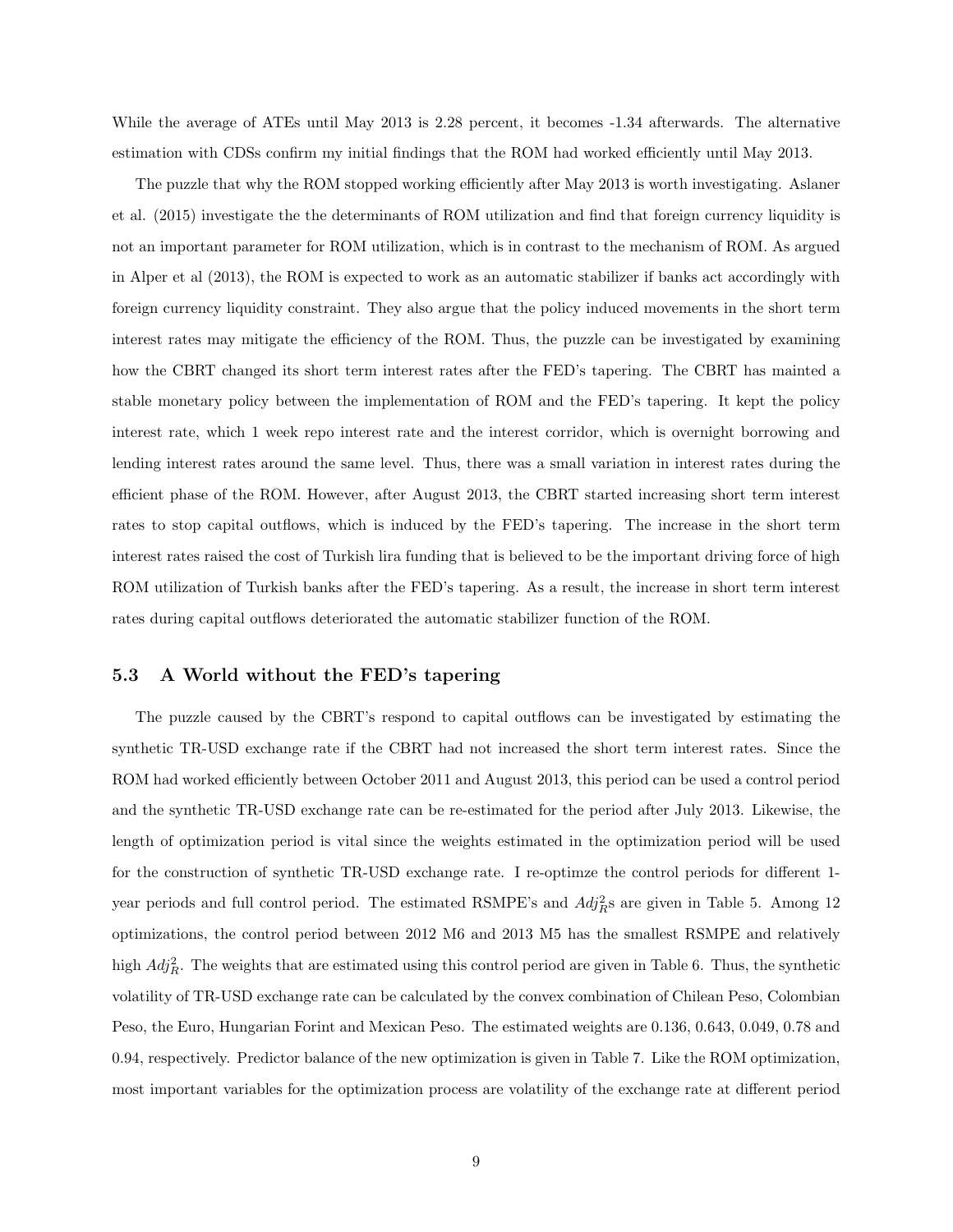While the average of ATEs until May 2013 is 2.28 percent, it becomes -1.34 afterwards. The alternative estimation with CDSs confirm my initial findings that the ROM had worked efficiently until May 2013.

The puzzle that why the ROM stopped working efficiently after May 2013 is worth investigating. Aslaner et al. (2015) investigate the the determinants of ROM utilization and find that foreign currency liquidity is not an important parameter for ROM utilization, which is in contrast to the mechanism of ROM. As argued in Alper et al (2013), the ROM is expected to work as an automatic stabilizer if banks act accordingly with foreign currency liquidity constraint. They also argue that the policy induced movements in the short term interest rates may mitigate the efficiency of the ROM. Thus, the puzzle can be investigated by examining how the CBRT changed its short term interest rates after the FED's tapering. The CBRT has mainted a stable monetary policy between the implementation of ROM and the FED's tapering. It kept the policy interest rate, which 1 week repo interest rate and the interest corridor, which is overnight borrowing and lending interest rates around the same level. Thus, there was a small variation in interest rates during the efficient phase of the ROM. However, after August 2013, the CBRT started increasing short term interest rates to stop capital outflows, which is induced by the FED's tapering. The increase in the short term interest rates raised the cost of Turkish lira funding that is believed to be the important driving force of high ROM utilization of Turkish banks after the FED's tapering. As a result, the increase in short term interest rates during capital outflows deteriorated the automatic stabilizer function of the ROM.

### 5.3 A World without the FED's tapering

The puzzle caused by the CBRT's respond to capital outflows can be investigated by estimating the synthetic TR-USD exchange rate if the CBRT had not increased the short term interest rates. Since the ROM had worked efficiently between October 2011 and August 2013, this period can be used a control period and the synthetic TR-USD exchange rate can be re-estimated for the period after July 2013. Likewise, the length of optimization period is vital since the weights estimated in the optimization period will be used for the construction of synthetic TR-USD exchange rate. I re-optimze the control periods for different 1-year periods and full control period. The estimated RSMPE's and $Adj^2_R$s are given in Table 5. Among 12 optimizations, the control period between 2012 M6 and 2013 M5 has the smallest RSMPE and relatively high $Adj^2_R$. The weights that are estimated using this control period are given in Table 6. Thus, the synthetic volatility of TR-USD exchange rate can be calculated by the convex combination of Chilean Peso, Colombian Peso, the Euro, Hungarian Forint and Mexican Peso. The estimated weights are 0.136, 0.643, 0.049, 0.78 and 0.94, respectively. Predictor balance of the new optimization is given in Table 7. Like the ROM optimization, most important variables for the optimization process are volatility of the exchange rate at different period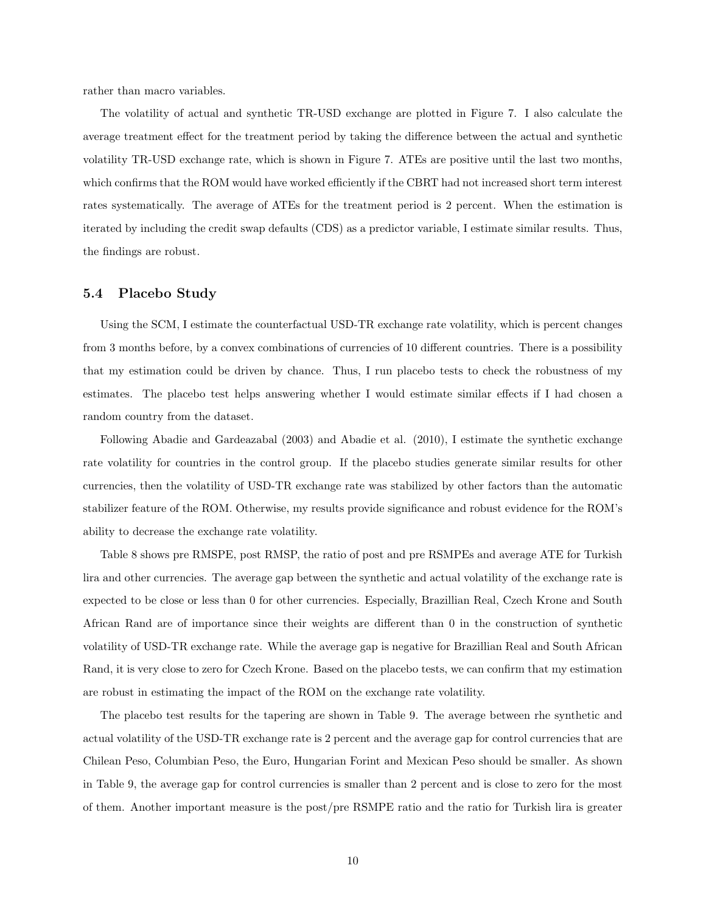rather than macro variables.

The volatility of actual and synthetic TR-USD exchange are plotted in Figure 7. I also calculate the average treatment effect for the treatment period by taking the difference between the actual and synthetic volatility TR-USD exchange rate, which is shown in Figure 7. ATEs are positive until the last two months, which confirms that the ROM would have worked efficiently if the CBRT had not increased short term interest rates systematically. The average of ATEs for the treatment period is 2 percent. When the estimation is iterated by including the credit swap defaults (CDS) as a predictor variable, I estimate similar results. Thus, the findings are robust.

### 5.4 Placebo Study

Using the SCM, I estimate the counterfactual USD-TR exchange rate volatility, which is percent changes from 3 months before, by a convex combinations of currencies of 10 different countries. There is a possibility that my estimation could be driven by chance. Thus, I run placebo tests to check the robustness of my estimates. The placebo test helps answering whether I would estimate similar effects if I had chosen a random country from the dataset.

Following Abadie and Gardeazabal (2003) and Abadie et al. (2010), I estimate the synthetic exchange rate volatility for countries in the control group. If the placebo studies generate similar results for other currencies, then the volatility of USD-TR exchange rate was stabilized by other factors than the automatic stabilizer feature of the ROM. Otherwise, my results provide significance and robust evidence for the ROM's ability to decrease the exchange rate volatility.

Table 8 shows pre RMSPE, post RMSP, the ratio of post and pre RSMPEs and average ATE for Turkish lira and other currencies. The average gap between the synthetic and actual volatility of the exchange rate is expected to be close or less than 0 for other currencies. Especially, Brazillian Real, Czech Krone and South African Rand are of importance since their weights are different than 0 in the construction of synthetic volatility of USD-TR exchange rate. While the average gap is negative for Brazillian Real and South African Rand, it is very close to zero for Czech Krone. Based on the placebo tests, we can confirm that my estimation are robust in estimating the impact of the ROM on the exchange rate volatility.

The placebo test results for the tapering are shown in Table 9. The average between rhe synthetic and actual volatility of the USD-TR exchange rate is 2 percent and the average gap for control currencies that are Chilean Peso, Columbian Peso, the Euro, Hungarian Forint and Mexican Peso should be smaller. As shown in Table 9, the average gap for control currencies is smaller than 2 percent and is close to zero for the most of them. Another important measure is the post/pre RSMPE ratio and the ratio for Turkish lira is greater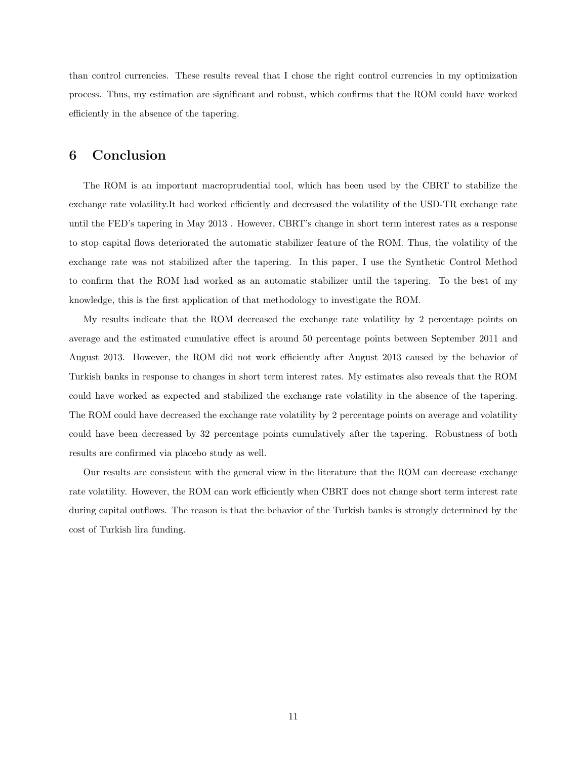than control currencies. These results reveal that I chose the right control currencies in my optimization process. Thus, my estimation are significant and robust, which confirms that the ROM could have worked efficiently in the absence of the tapering.

## 6 Conclusion

The ROM is an important macroprudential tool, which has been used by the CBRT to stabilize the exchange rate volatility.It had worked efficiently and decreased the volatility of the USD-TR exchange rate until the FED's tapering in May 2013 . However, CBRT's change in short term interest rates as a response to stop capital flows deteriorated the automatic stabilizer feature of the ROM. Thus, the volatility of the exchange rate was not stabilized after the tapering. In this paper, I use the Synthetic Control Method to confirm that the ROM had worked as an automatic stabilizer until the tapering. To the best of my knowledge, this is the first application of that methodology to investigate the ROM.

My results indicate that the ROM decreased the exchange rate volatility by 2 percentage points on average and the estimated cumulative effect is around 50 percentage points between September 2011 and August 2013. However, the ROM did not work efficiently after August 2013 caused by the behavior of Turkish banks in response to changes in short term interest rates. My estimates also reveals that the ROM could have worked as expected and stabilized the exchange rate volatility in the absence of the tapering. The ROM could have decreased the exchange rate volatility by 2 percentage points on average and volatility could have been decreased by 32 percentage points cumulatively after the tapering. Robustness of both results are confirmed via placebo study as well.

Our results are consistent with the general view in the literature that the ROM can decrease exchange rate volatility. However, the ROM can work efficiently when CBRT does not change short term interest rate during capital outflows. The reason is that the behavior of the Turkish banks is strongly determined by the cost of Turkish lira funding.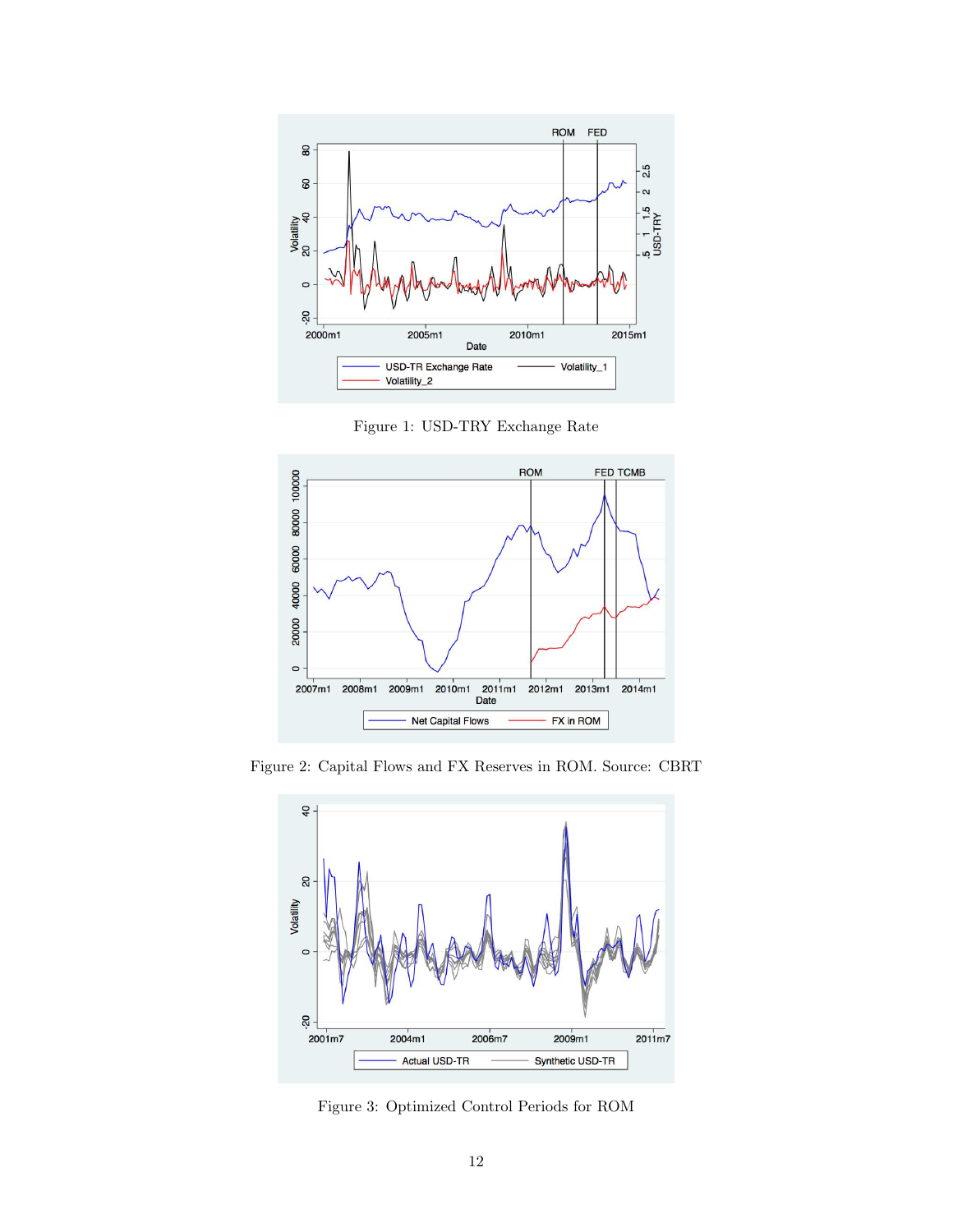Figure 1: USD-TRY Exchange Rate

Figure 2: Capital Flows and FX Reserves in ROM. Source: CBRT

Figure 3: Optimized Control Periods for ROM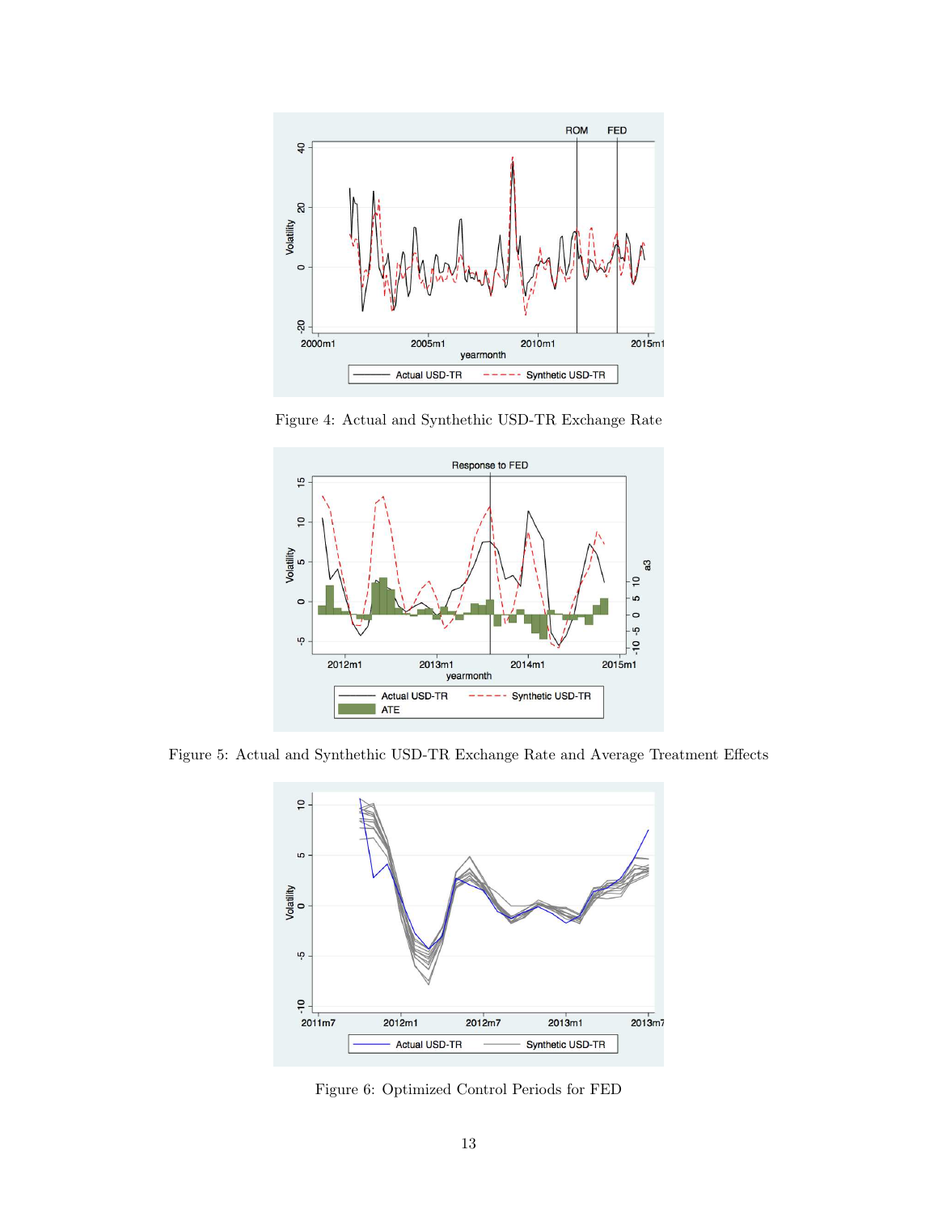Figure 4: Actual and Synthethic USD-TR Exchange Rate

Figure 5: Actual and Synthethic USD-TR Exchange Rate and Average Treatment Effects

Figure 6: Optimized Control Periods for FED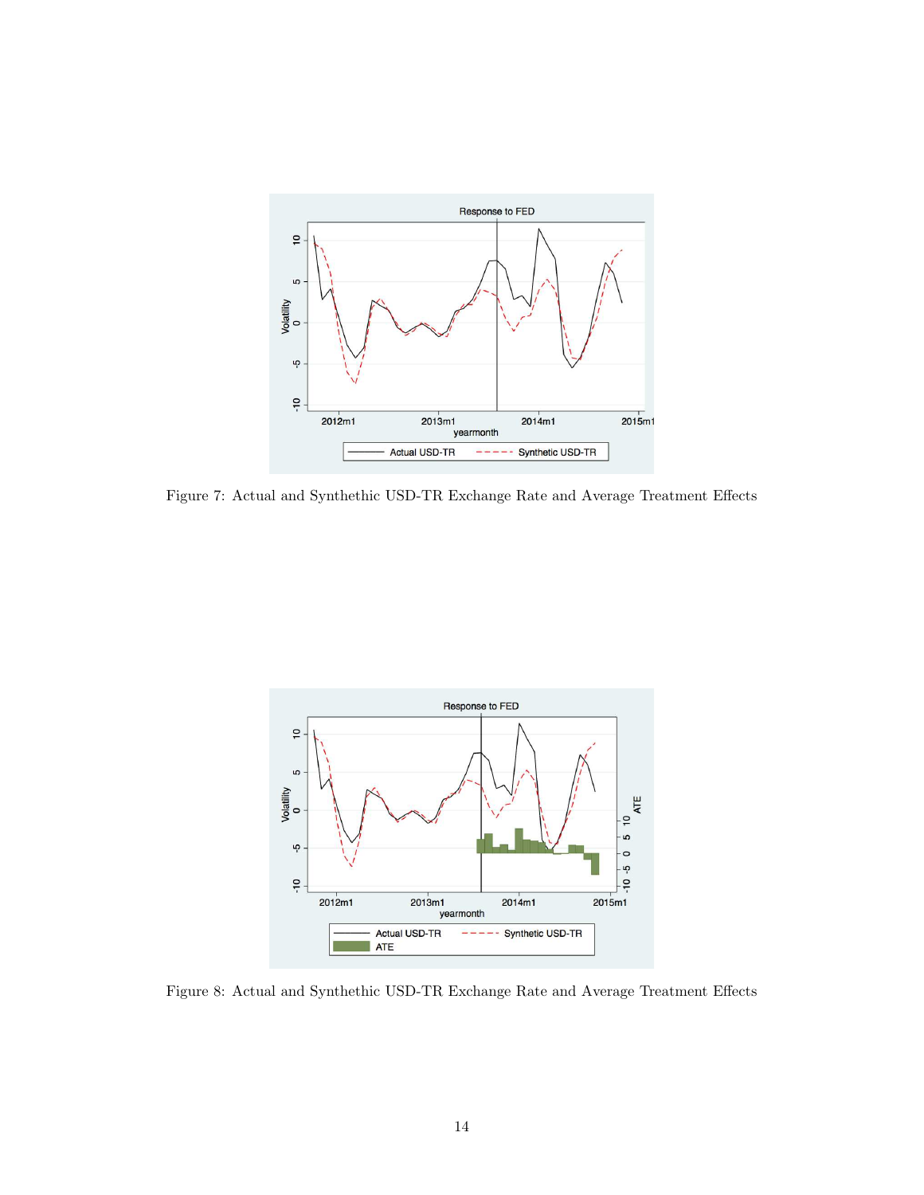Figure 7: Actual and Synthethic USD-TR Exchange Rate and Average Treatment Effects

Figure 8: Actual and Synthethic USD-TR Exchange Rate and Average Treatment Effects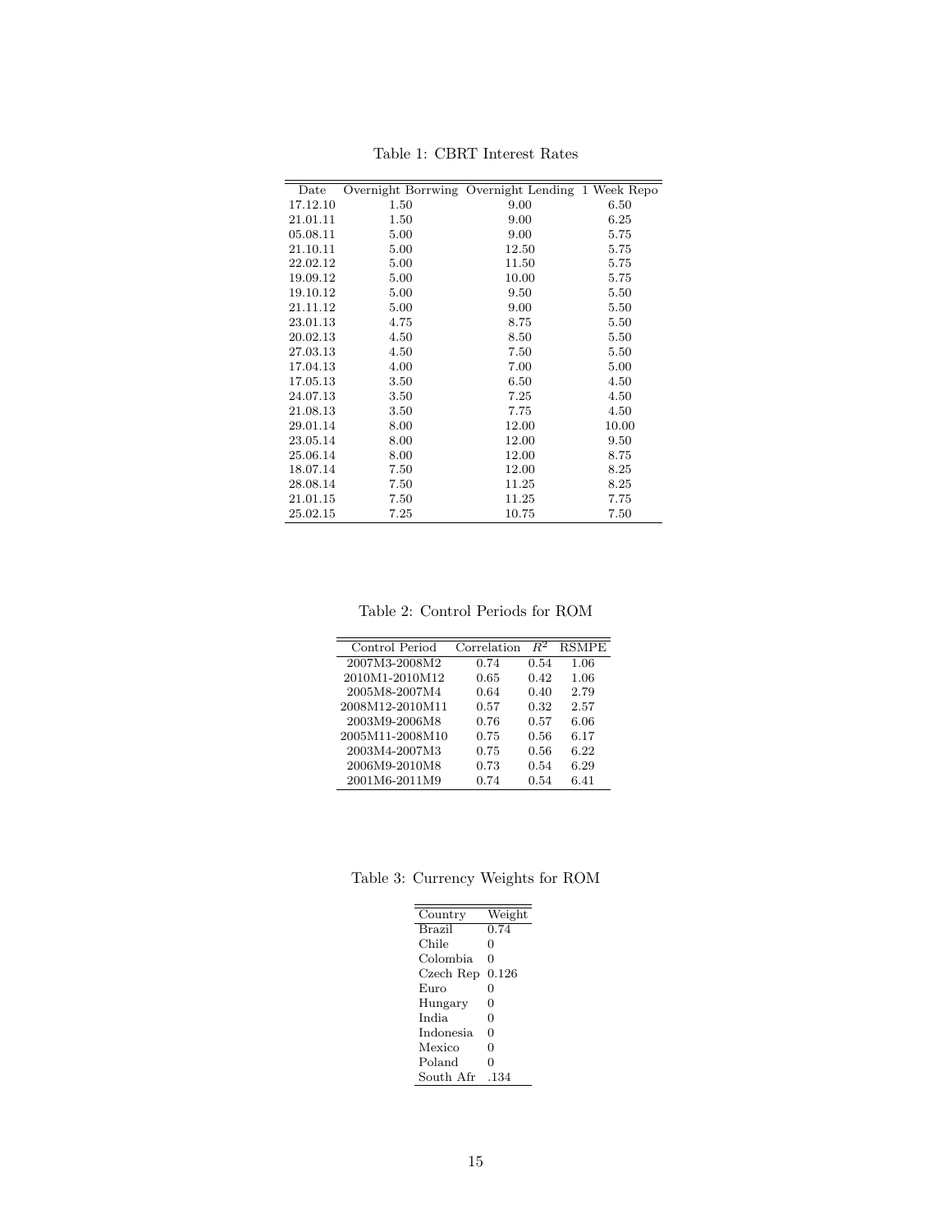Table 1: CBRT Interest Rates

| Date | Overnight Borrwing | Overnight Lending | 1 Week Repo |
|---|---|---|---|
| 17.12.10 | 1.50 | 9.00 | 6.50 |
| 21.01.11 | 1.50 | 9.00 | 6.25 |
| 05.08.11 | 5.00 | 9.00 | 5.75 |
| 21.10.11 | 5.00 | 12.50 | 5.75 |
| 22.02.12 | 5.00 | 11.50 | 5.75 |
| 19.09.12 | 5.00 | 10.00 | 5.75 |
| 19.10.12 | 5.00 | 9.50 | 5.50 |
| 21.11.12 | 5.00 | 9.00 | 5.50 |
| 23.01.13 | 4.75 | 8.75 | 5.50 |
| 20.02.13 | 4.50 | 8.50 | 5.50 |
| 27.03.13 | 4.50 | 7.50 | 5.50 |
| 17.04.13 | 4.00 | 7.00 | 5.00 |
| 17.05.13 | 3.50 | 6.50 | 4.50 |
| 24.07.13 | 3.50 | 7.25 | 4.50 |
| 21.08.13 | 3.50 | 7.75 | 4.50 |
| 29.01.14 | 8.00 | 12.00 | 10.00 |
| 23.05.14 | 8.00 | 12.00 | 9.50 |
| 25.06.14 | 8.00 | 12.00 | 8.75 |
| 18.07.14 | 7.50 | 12.00 | 8.25 |
| 28.08.14 | 7.50 | 11.25 | 8.25 |
| 21.01.15 | 7.50 | 11.25 | 7.75 |
| 25.02.15 | 7.25 | 10.75 | 7.50 |

Table 2: Control Periods for ROM

| Control Period | Correlation | $R^2$ | RSMPE |
|---|---|---|---|
| 2007M3-2008M2 | 0.74 | 0.54 | 1.06 |
| 2010M1-2010M12 | 0.65 | 0.42 | 1.06 |
| 2005M8-2007M4 | 0.64 | 0.40 | 2.79 |
| 2008M12-2010M11 | 0.57 | 0.32 | 2.57 |
| 2003M9-2006M8 | 0.76 | 0.57 | 6.06 |
| 2005M11-2008M10 | 0.75 | 0.56 | 6.17 |
| 2003M4-2007M3 | 0.75 | 0.56 | 6.22 |
| 2006M9-2010M8 | 0.73 | 0.54 | 6.29 |
| 2001M6-2011M9 | 0.74 | 0.54 | 6.41 |

Table 3: Currency Weights for ROM

| Country | Weight |
|---|---|
| Brazil | 0.74 |
| Chile | 0 |
| Colombia | 0 |
| Czech Rep | 0.126 |
| Euro | 0 |
| Hungary | 0 |
| India | 0 |
| Indonesia | 0 |
| Mexico | 0 |
| Poland | 0 |
| South Afr | .134 |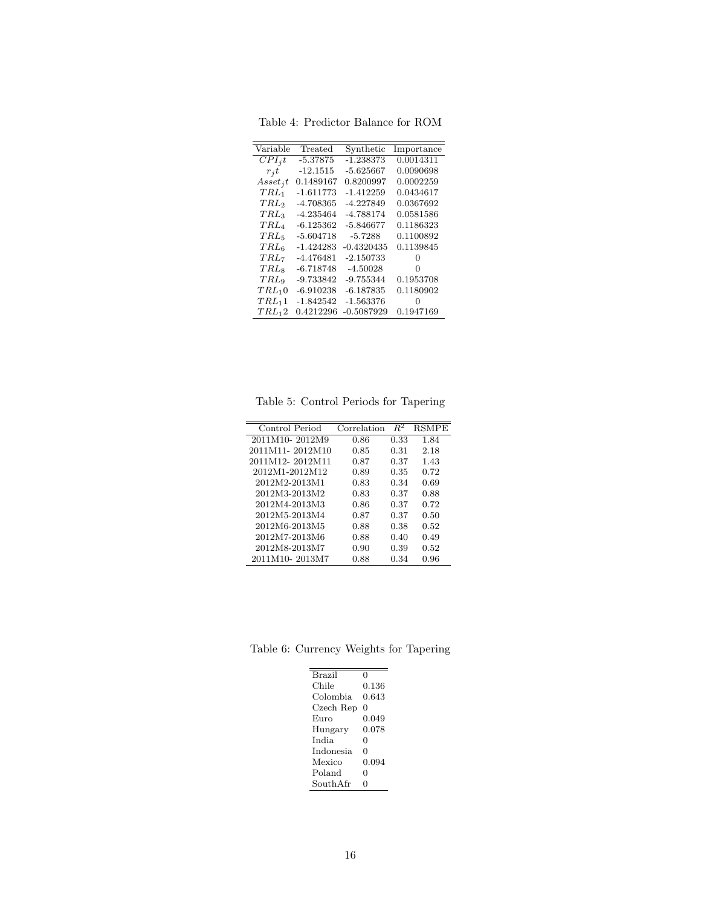Table 4: Predictor Balance for ROM

| Variable | Treated | Synthetic | Importance |
|---|---|---|---|
| $CPI_jt$ | -5.37875 | -1.238373 | 0.0014311 |
| $r_jt$ | -12.1515 | -5.625667 | 0.0090698 |
| $Asset_jt$ | 0.1489167 | 0.8200997 | 0.0002259 |
| $TRL_1$ | -1.611773 | -1.412259 | 0.0434617 |
| $TRL_2$ | -4.708365 | -4.227849 | 0.0367692 |
| $TRL_3$ | -4.235464 | -4.788174 | 0.0581586 |
| $TRL_4$ | -6.125362 | -5.846677 | 0.1186323 |
| $TRL_5$ | -5.604718 | -5.7288 | 0.1100892 |
| $TRL_6$ | -1.424283 | -0.4320435 | 0.1139845 |
| $TRL_7$ | -4.476481 | -2.150733 | 0 |
| $TRL_8$ | -6.718748 | -4.50028 | 0 |
| $TRL_9$ | -9.733842 | -9.755344 | 0.1953708 |
| $TRL_10$ | -6.910238 | -6.187835 | 0.1180902 |
| $TRL_11$ | -1.842542 | -1.563376 | 0 |
| $TRL_12$ | 0.4212296 | -0.5087929 | 0.1947169 |

Table 5: Control Periods for Tapering

| Control Period | Correlation | $R^2$ | RSMPE |
|---|---|---|---|
| 2011M10- 2012M9 | 0.86 | 0.33 | 1.84 |
| 2011M11- 2012M10 | 0.85 | 0.31 | 2.18 |
| 2011M12- 2012M11 | 0.87 | 0.37 | 1.43 |
| 2012M1-2012M12 | 0.89 | 0.35 | 0.72 |
| 2012M2-2013M1 | 0.83 | 0.34 | 0.69 |
| 2012M3-2013M2 | 0.83 | 0.37 | 0.88 |
| 2012M4-2013M3 | 0.86 | 0.37 | 0.72 |
| 2012M5-2013M4 | 0.87 | 0.37 | 0.50 |
| 2012M6-2013M5 | 0.88 | 0.38 | 0.52 |
| 2012M7-2013M6 | 0.88 | 0.40 | 0.49 |
| 2012M8-2013M7 | 0.90 | 0.39 | 0.52 |
| 2011M10- 2013M7 | 0.88 | 0.34 | 0.96 |

Table 6: Currency Weights for Tapering

| | |
|---|---|
| Brazil | 0 |
| Chile | 0.136 |
| Colombia | 0.643 |
| Czech Rep | 0 |
| Euro | 0.049 |
| Hungary | 0.078 |
| India | 0 |
| Indonesia | 0 |
| Mexico | 0.094 |
| Poland | 0 |
| SouthAfr | 0 |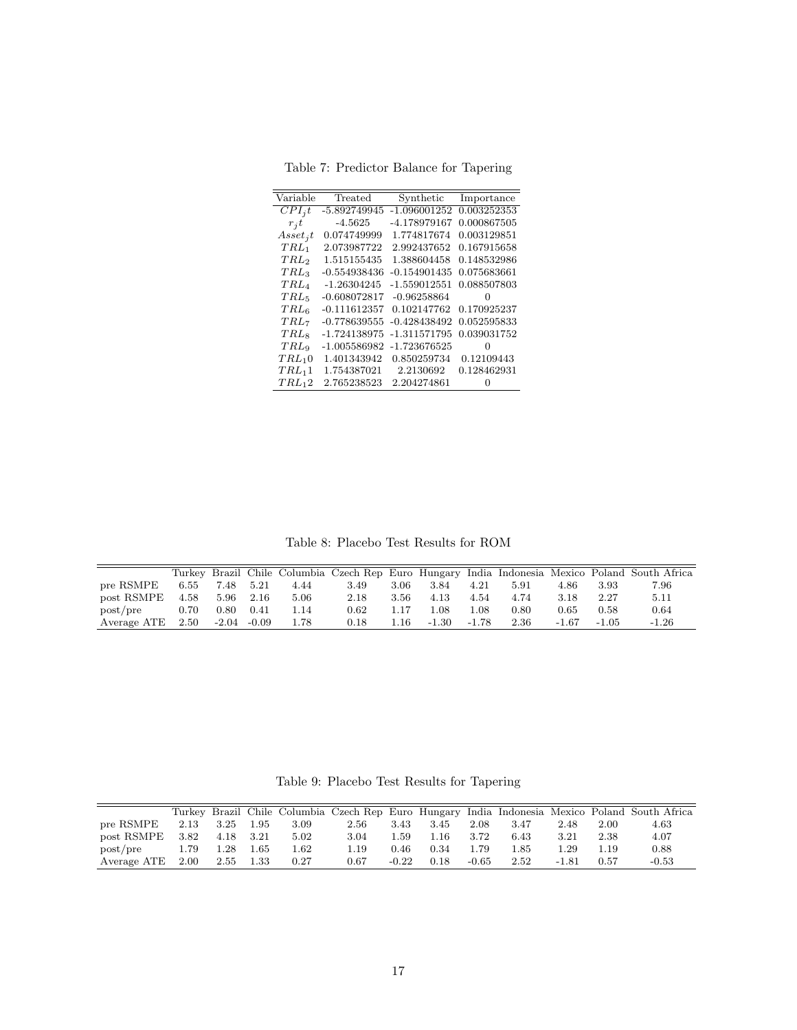Table 7: Predictor Balance for Tapering

| Variable | Treated | Synthetic | Importance |
|---|---|---|---|
| $CPI_jt$ | -5.892749945 | -1.096001252 | 0.003252353 |
| $r_jt$ | -4.5625 | -4.178979167 | 0.000867505 |
| $Asset_jt$ | 0.074749999 | 1.774817674 | 0.003129851 |
| $TRL_1$ | 2.073987722 | 2.992437652 | 0.167915658 |
| $TRL_2$ | 1.515155435 | 1.388604458 | 0.148532986 |
| $TRL_3$ | -0.554938436 | -0.154901435 | 0.075683661 |
| $TRL_4$ | -1.26304245 | -1.559012551 | 0.088507803 |
| $TRL_5$ | -0.608072817 | -0.96258864 | 0 |
| $TRL_6$ | -0.111612357 | 0.102147762 | 0.170925237 |
| $TRL_7$ | -0.778639555 | -0.428438492 | 0.052595833 |
| $TRL_8$ | -1.724138975 | -1.311571795 | 0.039031752 |
| $TRL_9$ | -1.005586982 | -1.723676525 | 0 |
| $TRL_10$ | 1.401343942 | 0.850259734 | 0.12109443 |
| $TRL_11$ | 1.754387021 | 2.2130692 | 0.128462931 |
| $TRL_12$ | 2.765238523 | 2.204274861 | 0 |

Table 8: Placebo Test Results for ROM

| | Turkey | Brazil | Chile | Columbia | Czech Rep | Euro | Hungary | India | Indonesia | Mexico | Poland | South Africa |
|---|---|---|---|---|---|---|---|---|---|---|---|---|
| pre RSMPE | 6.55 | 7.48 | 5.21 | 4.44 | 3.49 | 3.06 | 3.84 | 4.21 | 5.91 | 4.86 | 3.93 | 7.96 |
| post RSMPE | 4.58 | 5.96 | 2.16 | 5.06 | 2.18 | 3.56 | 4.13 | 4.54 | 4.74 | 3.18 | 2.27 | 5.11 |
| post/pre | 0.70 | 0.80 | 0.41 | 1.14 | 0.62 | 1.17 | 1.08 | 1.08 | 0.80 | 0.65 | 0.58 | 0.64 |
| Average ATE | 2.50 | -2.04 | -0.09 | 1.78 | 0.18 | 1.16 | -1.30 | -1.78 | 2.36 | -1.67 | -1.05 | -1.26 |

Table 9: Placebo Test Results for Tapering

| | Turkey | Brazil | Chile | Columbia | Czech Rep | Euro | Hungary | India | Indonesia | Mexico | Poland | South Africa |
|---|---|---|---|---|---|---|---|---|---|---|---|---|
| pre RSMPE | 2.13 | 3.25 | 1.95 | 3.09 | 2.56 | 3.43 | 3.45 | 2.08 | 3.47 | 2.48 | 2.00 | 4.63 |
| post RSMPE | 3.82 | 4.18 | 3.21 | 5.02 | 3.04 | 1.59 | 1.16 | 3.72 | 6.43 | 3.21 | 2.38 | 4.07 |
| post/pre | 1.79 | 1.28 | 1.65 | 1.62 | 1.19 | 0.46 | 0.34 | 1.79 | 1.85 | 1.29 | 1.19 | 0.88 |
| Average ATE | 2.00 | 2.55 | 1.33 | 0.27 | 0.67 | -0.22 | 0.18 | -0.65 | 2.52 | -1.81 | 0.57 | -0.53 |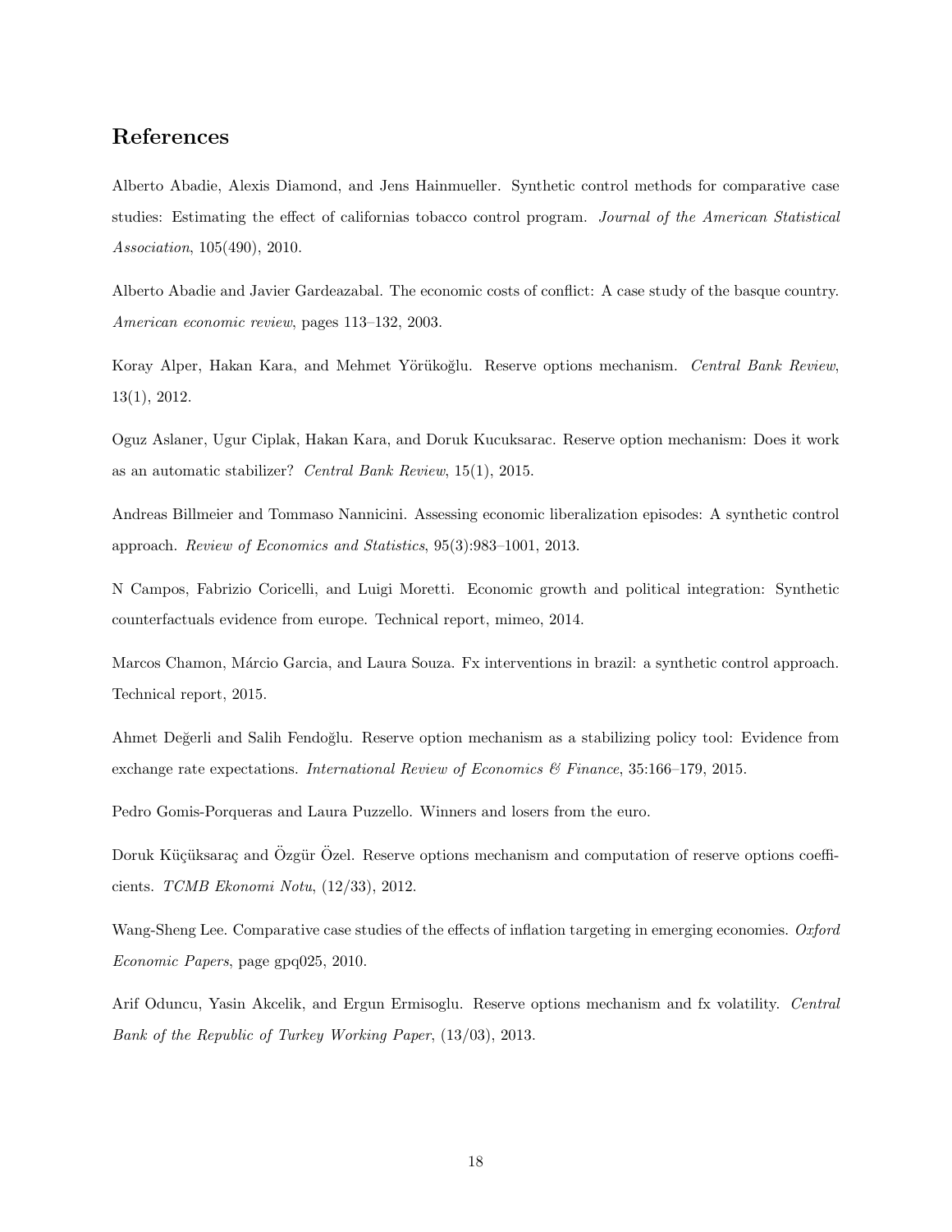## References

Alberto Abadie, Alexis Diamond, and Jens Hainmueller. Synthetic control methods for comparative case studies: Estimating the effect of californias tobacco control program. *Journal of the American Statistical Association*, 105(490), 2010.

Alberto Abadie and Javier Gardeazabal. The economic costs of conflict: A case study of the basque country. *American economic review*, pages 113–132, 2003.

Koray Alper, Hakan Kara, and Mehmet Yörükoğlu. Reserve options mechanism. *Central Bank Review*, 13(1), 2012.

Oguz Aslaner, Ugur Ciplak, Hakan Kara, and Doruk Kucuksarac. Reserve option mechanism: Does it work as an automatic stabilizer? *Central Bank Review*, 15(1), 2015.

Andreas Billmeier and Tommaso Nannicini. Assessing economic liberalization episodes: A synthetic control approach. *Review of Economics and Statistics*, 95(3):983–1001, 2013.

N Campos, Fabrizio Coricelli, and Luigi Moretti. Economic growth and political integration: Synthetic counterfactuals evidence from europe. Technical report, mimeo, 2014.

Marcos Chamon, Márcio Garcia, and Laura Souza. Fx interventions in brazil: a synthetic control approach. Technical report, 2015.

Ahmet Değerli and Salih Fendoğlu. Reserve option mechanism as a stabilizing policy tool: Evidence from exchange rate expectations. *International Review of Economics & Finance*, 35:166–179, 2015.

Pedro Gomis-Porqueras and Laura Puzzello. Winners and losers from the euro.

Doruk Küçüksaraç and Özgür Özel. Reserve options mechanism and computation of reserve options coefficients. *TCMB Ekonomi Notu*, (12/33), 2012.

Wang-Sheng Lee. Comparative case studies of the effects of inflation targeting in emerging economies. *Oxford Economic Papers*, page gpq025, 2010.

Arif Oduncu, Yasin Akcelik, and Ergun Ermisoglu. Reserve options mechanism and fx volatility. *Central Bank of the Republic of Turkey Working Paper*, (13/03), 2013.